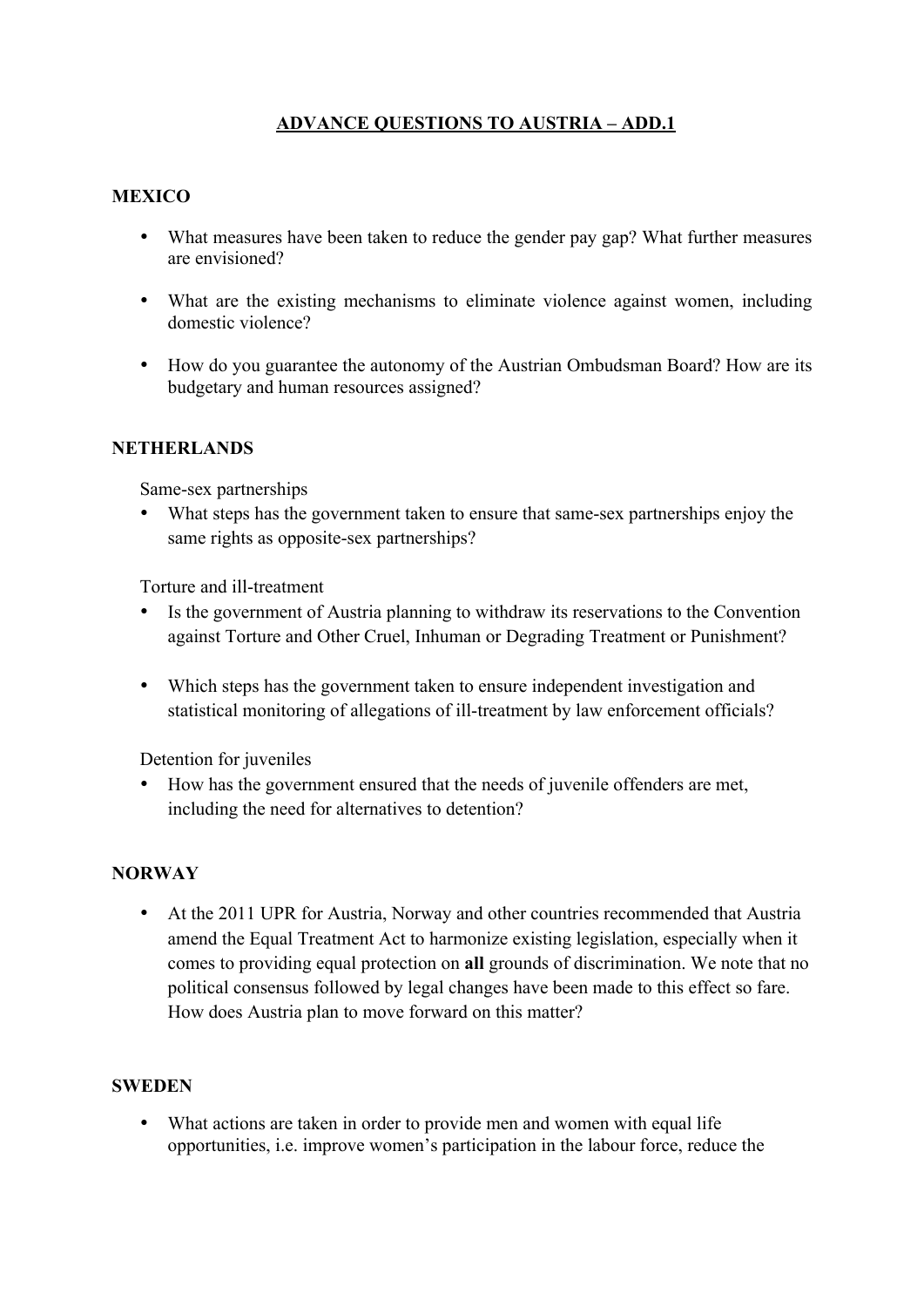# ADVANCE QUESTIONS TO AUSTRIA – ADD.1

## MEXICO

- What measures have been taken to reduce the gender pay gap? What further measures are envisioned?
- What are the existing mechanisms to eliminate violence against women, including domestic violence?
- How do you guarantee the autonomy of the Austrian Ombudsman Board? How are its budgetary and human resources assigned?

## NETHERLANDS

Same-sex partnerships

- What steps has the government taken to ensure that same-sex partnerships enjoy the same rights as opposite-sex partnerships?

Torture and ill-treatment

- Is the government of Austria planning to withdraw its reservations to the Convention against Torture and Other Cruel, Inhuman or Degrading Treatment or Punishment?
- Which steps has the government taken to ensure independent investigation and statistical monitoring of allegations of ill-treatment by law enforcement officials?

Detention for juveniles

- How has the government ensured that the needs of juvenile offenders are met, including the need for alternatives to detention?

## NORWAY

- At the 2011 UPR for Austria, Norway and other countries recommended that Austria amend the Equal Treatment Act to harmonize existing legislation, especially when it comes to providing equal protection on **all** grounds of discrimination. We note that no political consensus followed by legal changes have been made to this effect so fare. How does Austria plan to move forward on this matter?

## SWEDEN

- What actions are taken in order to provide men and women with equal life opportunities, i.e. improve women's participation in the labour force, reduce the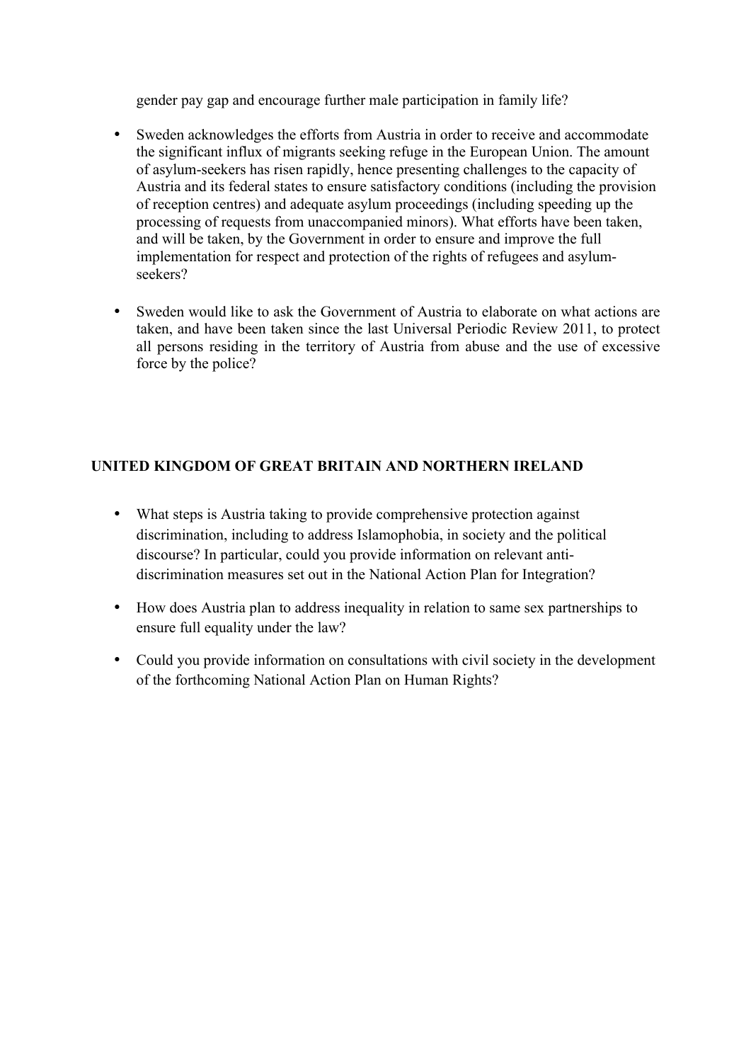gender pay gap and encourage further male participation in family life?

- Sweden acknowledges the efforts from Austria in order to receive and accommodate the significant influx of migrants seeking refuge in the European Union. The amount of asylum-seekers has risen rapidly, hence presenting challenges to the capacity of Austria and its federal states to ensure satisfactory conditions (including the provision of reception centres) and adequate asylum proceedings (including speeding up the processing of requests from unaccompanied minors). What efforts have been taken, and will be taken, by the Government in order to ensure and improve the full implementation for respect and protection of the rights of refugees and asylum-seekers?

- Sweden would like to ask the Government of Austria to elaborate on what actions are taken, and have been taken since the last Universal Periodic Review 2011, to protect all persons residing in the territory of Austria from abuse and the use of excessive force by the police?

## UNITED KINGDOM OF GREAT BRITAIN AND NORTHERN IRELAND

- What steps is Austria taking to provide comprehensive protection against discrimination, including to address Islamophobia, in society and the political discourse? In particular, could you provide information on relevant anti-discrimination measures set out in the National Action Plan for Integration?

- How does Austria plan to address inequality in relation to same sex partnerships to ensure full equality under the law?

- Could you provide information on consultations with civil society in the development of the forthcoming National Action Plan on Human Rights?